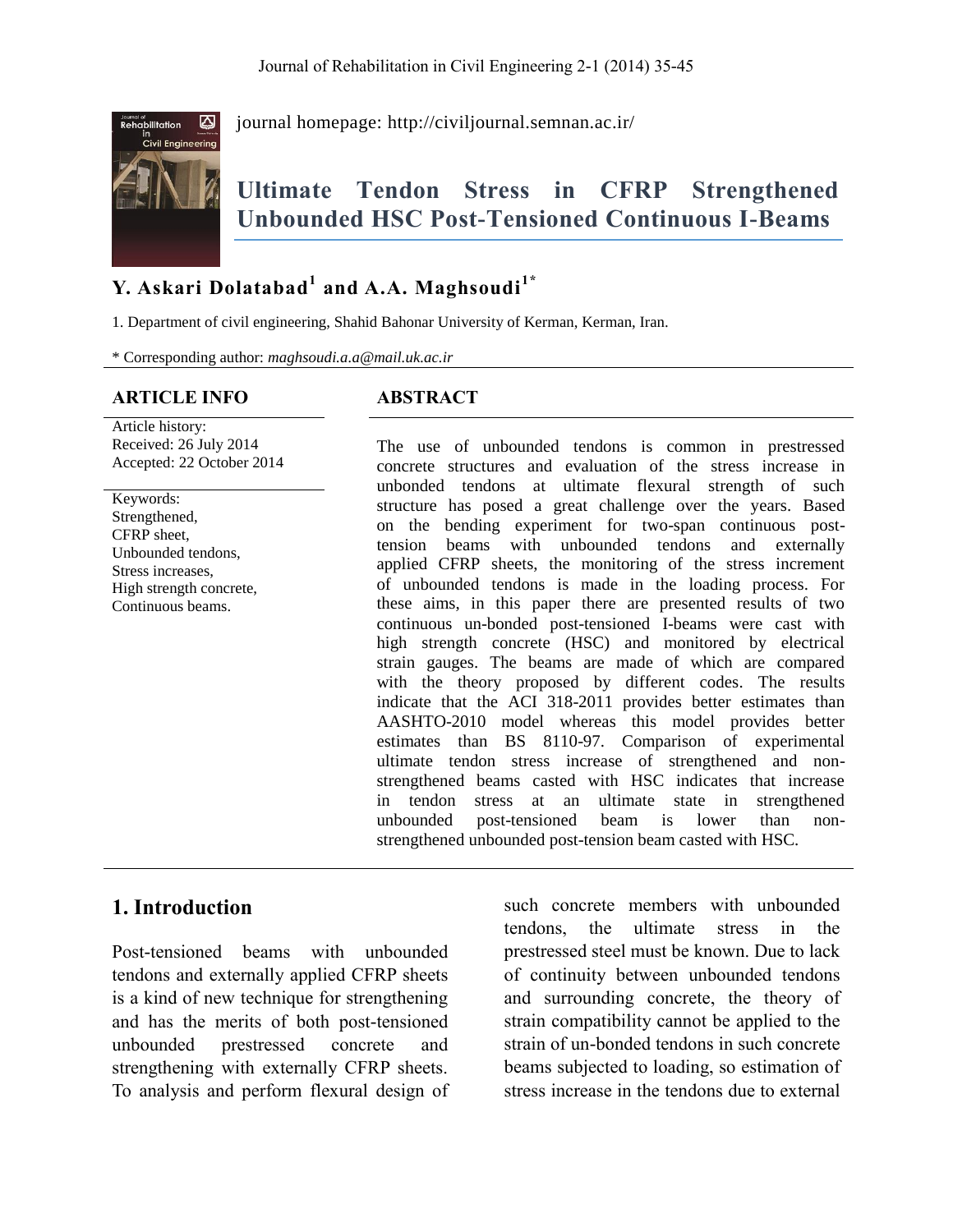journal homepage: http://civiljournal.semnan.ac.ir/

# Ultimate Tendon Stress in CFRP Strengthened Unbounded HSC Post-Tensioned Continuous I-Beams

**Y. Askari Dolatabad[1] and A.A. Maghsoudi[1*]**

1. Department of civil engineering, Shahid Bahonar University of Kerman, Kerman, Iran.

\* Corresponding author: *maghsoudi.a.a@mail.uk.ac.ir*

## ARTICLE INFO

Article history:
Received: 26 July 2014
Accepted: 22 October 2014

Keywords:
Strengthened,
CFRP sheet,
Unbounded tendons,
Stress increases,
High strength concrete,
Continuous beams.

## ABSTRACT

The use of unbounded tendons is common in prestressed concrete structures and evaluation of the stress increase in unbonded tendons at ultimate flexural strength of such structure has posed a great challenge over the years. Based on the bending experiment for two-span continuous post-tension beams with unbounded tendons and externally applied CFRP sheets, the monitoring of the stress increment of unbounded tendons is made in the loading process. For these aims, in this paper there are presented results of two continuous un-bonded post-tensioned I-beams were cast with high strength concrete (HSC) and monitored by electrical strain gauges. The beams are made of which are compared with the theory proposed by different codes. The results indicate that the ACI 318-2011 provides better estimates than AASHTO-2010 model whereas this model provides better estimates than BS 8110-97. Comparison of experimental ultimate tendon stress increase of strengthened and non-strengthened beams casted with HSC indicates that increase in tendon stress at an ultimate state in strengthened unbounded post-tensioned beam is lower than non-strengthened unbounded post-tension beam casted with HSC.

## 1. Introduction

Post-tensioned beams with unbounded tendons and externally applied CFRP sheets is a kind of new technique for strengthening and has the merits of both post-tensioned unbounded prestressed concrete and strengthening with externally CFRP sheets. To analysis and perform flexural design of such concrete members with unbounded tendons, the ultimate stress in the prestressed steel must be known. Due to lack of continuity between unbounded tendons and surrounding concrete, the theory of strain compatibility cannot be applied to the strain of un-bonded tendons in such concrete beams subjected to loading, so estimation of stress increase in the tendons due to external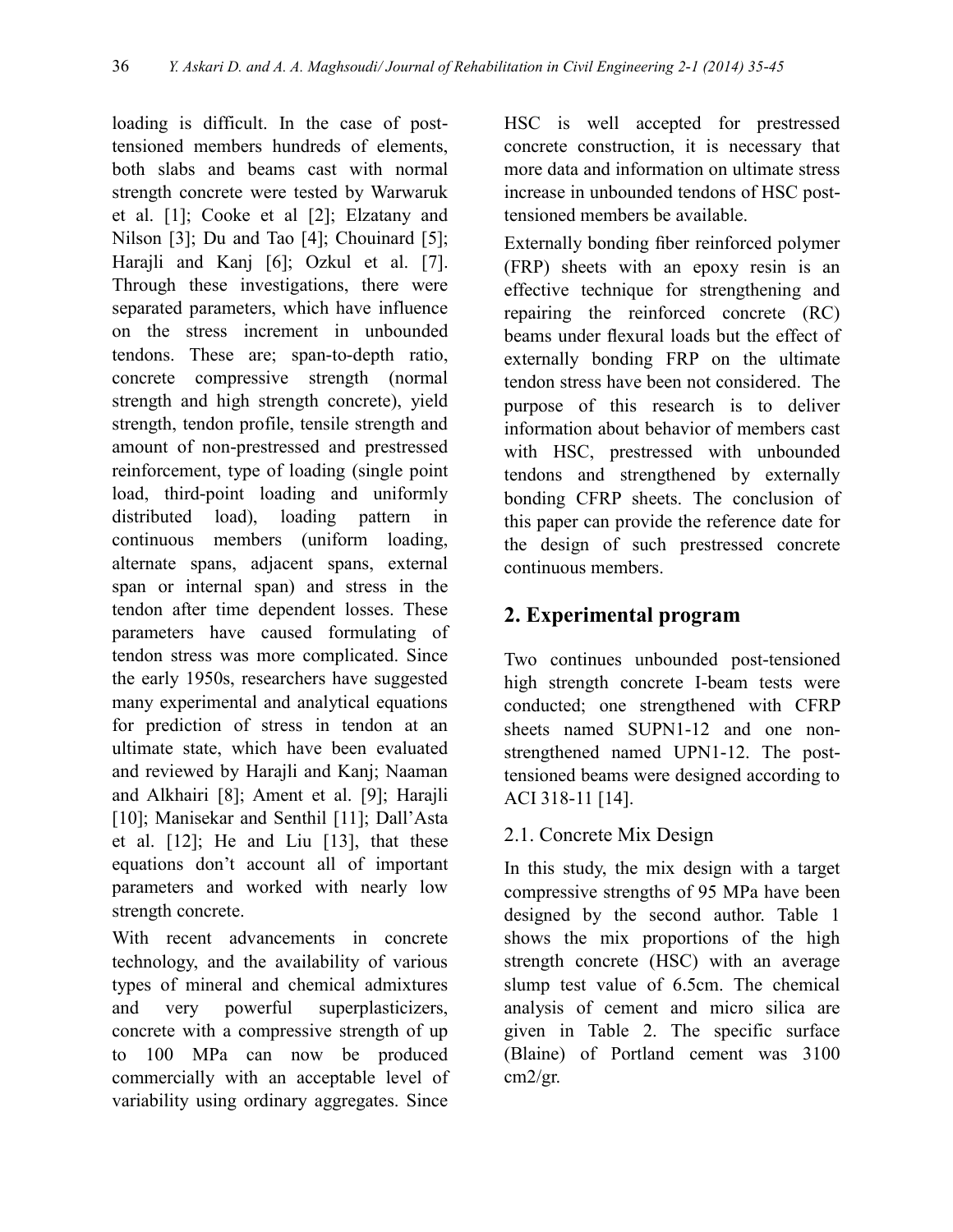loading is difficult. In the case of post-tensioned members hundreds of elements, both slabs and beams cast with normal strength concrete were tested by Warwaruk et al. [1]; Cooke et al [2]; Elzatany and Nilson [3]; Du and Tao [4]; Chouinard [5]; Harajli and Kanj [6]; Ozkul et al. [7]. Through these investigations, there were separated parameters, which have influence on the stress increment in unbounded tendons. These are; span-to-depth ratio, concrete compressive strength (normal strength and high strength concrete), yield strength, tendon profile, tensile strength and amount of non-prestressed and prestressed reinforcement, type of loading (single point load, third-point loading and uniformly distributed load), loading pattern in continuous members (uniform loading, alternate spans, adjacent spans, external span or internal span) and stress in the tendon after time dependent losses. These parameters have caused formulating of tendon stress was more complicated. Since the early 1950s, researchers have suggested many experimental and analytical equations for prediction of stress in tendon at an ultimate state, which have been evaluated and reviewed by Harajli and Kanj; Naaman and Alkhairi [8]; Ament et al. [9]; Harajli [10]; Manisekar and Senthil [11]; Dall'Asta et al. [12]; He and Liu [13], that these equations don't account all of important parameters and worked with nearly low strength concrete.

With recent advancements in concrete technology, and the availability of various types of mineral and chemical admixtures and very powerful superplasticizers, concrete with a compressive strength of up to 100 MPa can now be produced commercially with an acceptable level of variability using ordinary aggregates. Since HSC is well accepted for prestressed concrete construction, it is necessary that more data and information on ultimate stress increase in unbounded tendons of HSC post-tensioned members be available.

Externally bonding fiber reinforced polymer (FRP) sheets with an epoxy resin is an effective technique for strengthening and repairing the reinforced concrete (RC) beams under flexural loads but the effect of externally bonding FRP on the ultimate tendon stress have been not considered. The purpose of this research is to deliver information about behavior of members cast with HSC, prestressed with unbounded tendons and strengthened by externally bonding CFRP sheets. The conclusion of this paper can provide the reference date for the design of such prestressed concrete continuous members.

## 2. Experimental program

Two continues unbounded post-tensioned high strength concrete I-beam tests were conducted; one strengthened with CFRP sheets named SUPN1-12 and one non-strengthened named UPN1-12. The post-tensioned beams were designed according to ACI 318-11 [14].

### 2.1. Concrete Mix Design

In this study, the mix design with a target compressive strengths of 95 MPa have been designed by the second author. Table 1 shows the mix proportions of the high strength concrete (HSC) with an average slump test value of 6.5cm. The chemical analysis of cement and micro silica are given in Table 2. The specific surface (Blaine) of Portland cement was 3100 cm2/gr.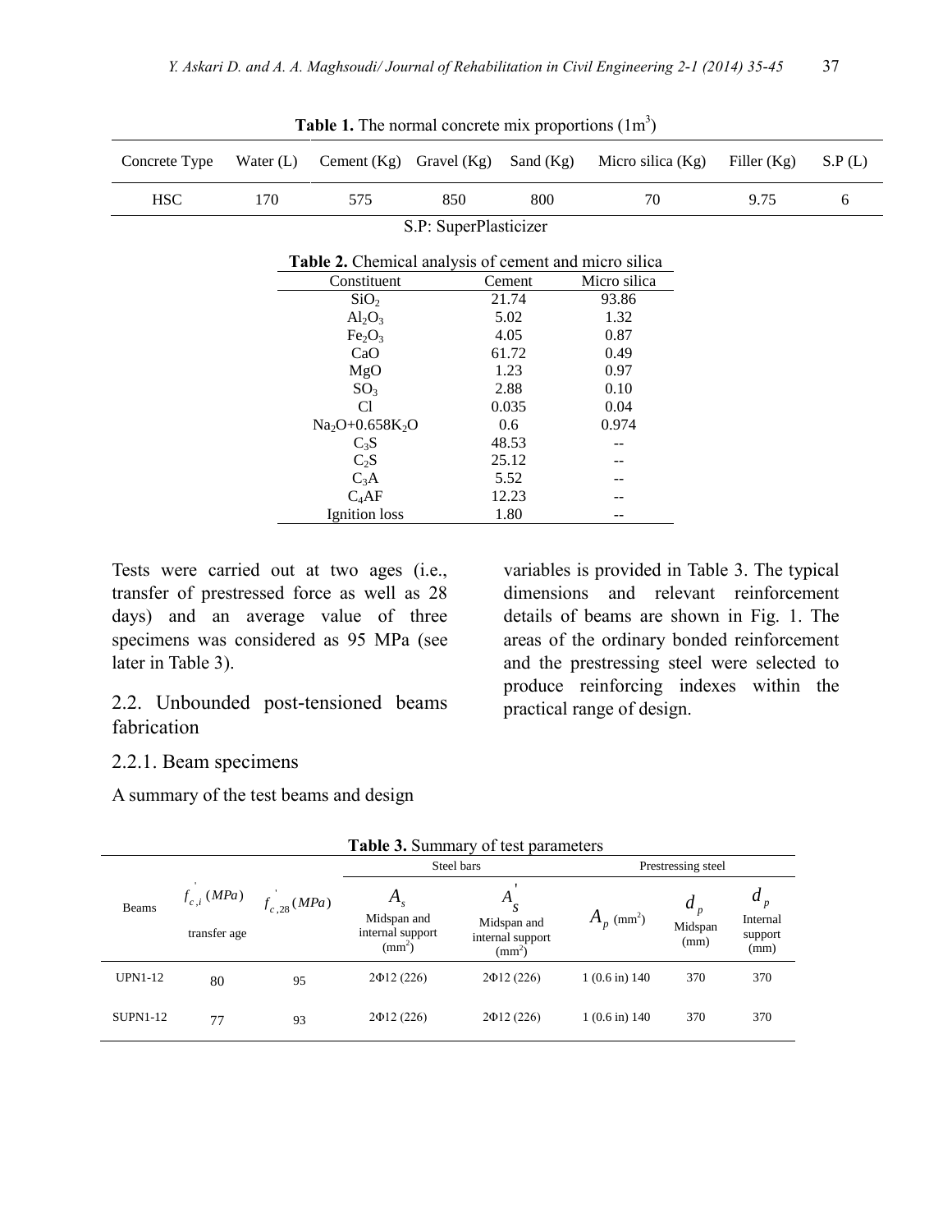**Table 1.** The normal concrete mix proportions ($1m^3$)

| Concrete Type | Water (L) | Cement (Kg) | Gravel (Kg) | Sand (Kg) | Micro silica (Kg) | Filler (Kg) | S.P (L) |
|---|---|---|---|---|---|---|---|
| HSC | 170 | 575 | 850 | 800 | 70 | 9.75 | 6 |

S.P: SuperPlasticizer

**Table 2.** Chemical analysis of cement and micro silica

| Constituent | Cement | Micro silica |
|---|---|---|
| $SiO_2$ | 21.74 | 93.86 |
| $Al_2O_3$ | 5.02 | 1.32 |
| $Fe_2O_3$ | 4.05 | 0.87 |
| CaO | 61.72 | 0.49 |
| MgO | 1.23 | 0.97 |
| $SO_3$ | 2.88 | 0.10 |
| Cl | 0.035 | 0.04 |
| $Na_2O$+0.658$K_2O$ | 0.6 | 0.974 |
| $C_3S$ | 48.53 | -- |
| $C_2S$ | 25.12 | -- |
| $C_3A$ | 5.52 | -- |
| $C_4AF$ | 12.23 | -- |
| Ignition loss | 1.80 | -- |

Tests were carried out at two ages (i.e., transfer of prestressed force as well as 28 days) and an average value of three specimens was considered as 95 MPa (see later in Table 3).

## 2.2. Unbounded post-tensioned beams fabrication

### 2.2.1. Beam specimens

A summary of the test beams and design variables is provided in Table 3. The typical dimensions and relevant reinforcement details of beams are shown in Fig. 1. The areas of the ordinary bonded reinforcement and the prestressing steel were selected to produce reinforcing indexes within the practical range of design.

**Table 3.** Summary of test parameters

| Beams | $f'_{c,i}$ $(MPa)$ transfer age | $f'_{c,28}$ $(MPa)$ | Steel bars | | Prestressing steel | | |
|---|---|---|---|---|---|---|---|
| | | | $A_s$ Midspan and internal support ($mm^2$) | $A'_s$ Midspan and internal support ($mm^2$) | $A_p$ ($mm^2$) | $d_p$ Midspan (mm) | $d_p$ Internal support (mm) |
| UPN1-12 | 80 | 95 | 2Φ12 (226) | 2Φ12 (226) | 1 (0.6 in) 140 | 370 | 370 |
| SUPN1-12 | 77 | 93 | 2Φ12 (226) | 2Φ12 (226) | 1 (0.6 in) 140 | 370 | 370 |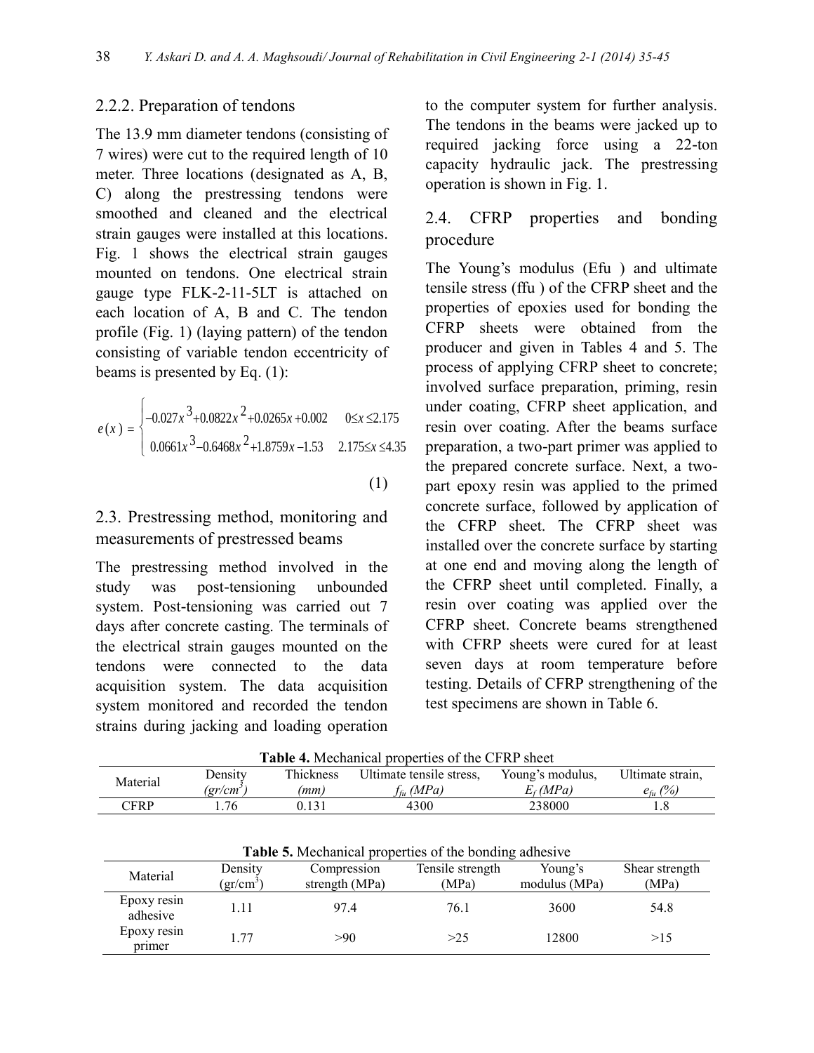### 2.2.2. Preparation of tendons

The 13.9 mm diameter tendons (consisting of 7 wires) were cut to the required length of 10 meter. Three locations (designated as A, B, C) along the prestressing tendons were smoothed and cleaned and the electrical strain gauges were installed at this locations. Fig. 1 shows the electrical strain gauges mounted on tendons. One electrical strain gauge type FLK-2-11-5LT is attached on each location of A, B and C. The tendon profile (Fig. 1) (laying pattern) of the tendon consisting of variable tendon eccentricity of beams is presented by Eq. (1):

$$e(x) = \begin{cases} -0.027x^3 + 0.0822x^2 + 0.0265x + 0.002 & 0 \le x \le 2.175 \\ 0.0661x^3 - 0.6468x^2 + 1.8759x - 1.53 & 2.175 \le x \le 4.35 \end{cases} \tag{1}$$

## 2.3. Prestressing method, monitoring and measurements of prestressed beams

The prestressing method involved in the study was post-tensioning unbounded system. Post-tensioning was carried out 7 days after concrete casting. The terminals of the electrical strain gauges mounted on the tendons were connected to the data acquisition system. The data acquisition system monitored and recorded the tendon strains during jacking and loading operation to the computer system for further analysis. The tendons in the beams were jacked up to required jacking force using a 22-ton capacity hydraulic jack. The prestressing operation is shown in Fig. 1.

## 2.4. CFRP properties and bonding procedure

The Young's modulus (Efu ) and ultimate tensile stress (ffu ) of the CFRP sheet and the properties of epoxies used for bonding the CFRP sheets were obtained from the producer and given in Tables 4 and 5. The process of applying CFRP sheet to concrete; involved surface preparation, priming, resin under coating, CFRP sheet application, and resin over coating. After the beams surface preparation, a two-part primer was applied to the prepared concrete surface. Next, a two-part epoxy resin was applied to the primed concrete surface, followed by application of the CFRP sheet. The CFRP sheet was installed over the concrete surface by starting at one end and moving along the length of the CFRP sheet until completed. Finally, a resin over coating was applied over the CFRP sheet. Concrete beams strengthened with CFRP sheets were cured for at least seven days at room temperature before testing. Details of CFRP strengthening of the test specimens are shown in Table 6.

**Table 4.** Mechanical properties of the CFRP sheet

| Material | Density *(gr/cm$^3$)* | Thickness *(mm)* | Ultimate tensile stress, $f_{fu}$ *(MPa)* | Young's modulus, $E_f$ *(MPa)* | Ultimate strain, $e_{fu}$ *(%)* |
|---|---|---|---|---|---|
| CFRP | 1.76 | 0.131 | 4300 | 238000 | 1.8 |

**Table 5.** Mechanical properties of the bonding adhesive

| Material | Density (gr/cm$^3$) | Compression strength (MPa) | Tensile strength (MPa) | Young's modulus (MPa) | Shear strength (MPa) |
|---|---|---|---|---|---|
| Epoxy resin adhesive | 1.11 | 97.4 | 76.1 | 3600 | 54.8 |
| Epoxy resin primer | 1.77 | >90 | >25 | 12800 | >15 |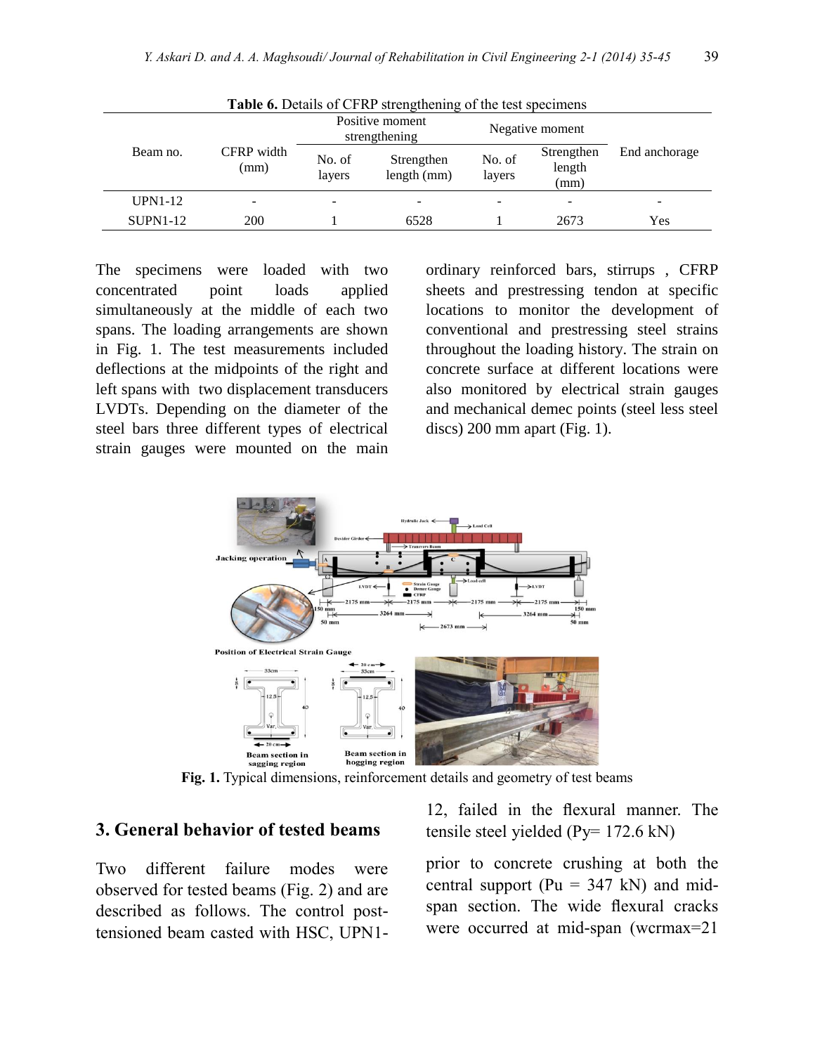**Table 6.** Details of CFRP strengthening of the test specimens

| Beam no. | CFRP width (mm) | Positive moment strengthening | | Negative moment | | End anchorage |
|---|---|---|---|---|---|---|
| | | No. of layers | Strengthen length (mm) | No. of layers | Strengthen length (mm) | |
| UPN1-12 | - | - | - | - | - | - |
| SUPN1-12 | 200 | 1 | 6528 | 1 | 2673 | Yes |

The specimens were loaded with two concentrated point loads applied simultaneously at the middle of each two spans. The loading arrangements are shown in Fig. 1. The test measurements included deflections at the midpoints of the right and left spans with two displacement transducers LVDTs. Depending on the diameter of the steel bars three different types of electrical strain gauges were mounted on the main ordinary reinforced bars, stirrups , CFRP sheets and prestressing tendon at specific locations to monitor the development of conventional and prestressing steel strains throughout the loading history. The strain on concrete surface at different locations were also monitored by electrical strain gauges and mechanical demec points (steel less steel discs) 200 mm apart (Fig. 1).

**Fig. 1.** Typical dimensions, reinforcement details and geometry of test beams

## 3. General behavior of tested beams

Two different failure modes were observed for tested beams (Fig. 2) and are described as follows. The control post-tensioned beam casted with HSC, UPN1-12, failed in the flexural manner. The tensile steel yielded (Py= 172.6 kN)

prior to concrete crushing at both the central support (Pu = 347 kN) and mid-span section. The wide flexural cracks were occurred at mid-span (wcrmax=21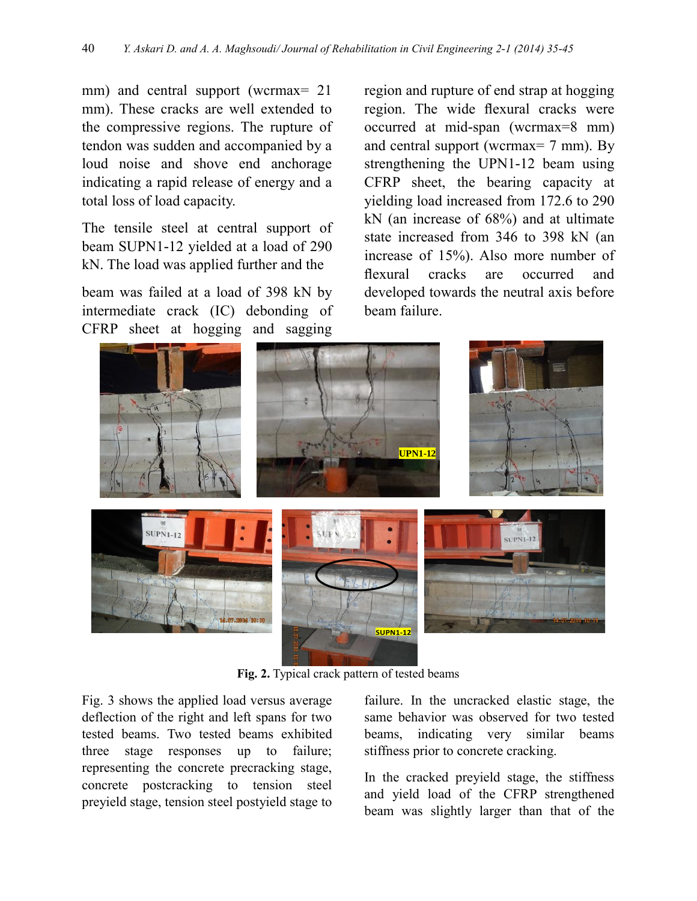mm) and central support (wcrmax= 21 mm). These cracks are well extended to the compressive regions. The rupture of tendon was sudden and accompanied by a loud noise and shove end anchorage indicating a rapid release of energy and a total loss of load capacity.

The tensile steel at central support of beam SUPN1-12 yielded at a load of 290 kN. The load was applied further and the beam was failed at a load of 398 kN by intermediate crack (IC) debonding of CFRP sheet at hogging and sagging region and rupture of end strap at hogging region. The wide flexural cracks were occurred at mid-span (wcrmax=8 mm) and central support (wcrmax= 7 mm). By strengthening the UPN1-12 beam using CFRP sheet, the bearing capacity at yielding load increased from 172.6 to 290 kN (an increase of 68%) and at ultimate state increased from 346 to 398 kN (an increase of 15%). Also more number of flexural cracks are occurred and developed towards the neutral axis before beam failure.

**Fig. 2.** Typical crack pattern of tested beams

Fig. 3 shows the applied load versus average deflection of the right and left spans for two tested beams. Two tested beams exhibited three stage responses up to failure; representing the concrete precracking stage, concrete postcracking to tension steel preyield stage, tension steel postyield stage to failure. In the uncracked elastic stage, the same behavior was observed for two tested beams, indicating very similar beams stiffness prior to concrete cracking.

In the cracked preyield stage, the stiffness and yield load of the CFRP strengthened beam was slightly larger than that of the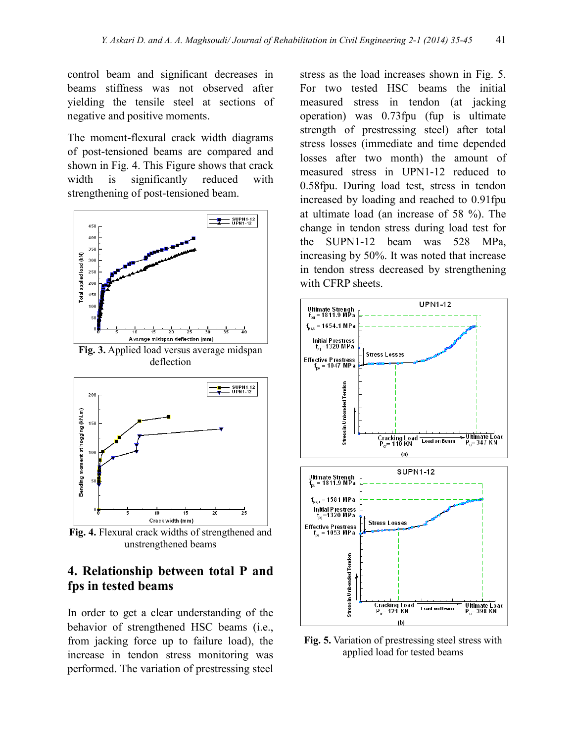control beam and significant decreases in beams stiffness was not observed after yielding the tensile steel at sections of negative and positive moments.

The moment-flexural crack width diagrams of post-tensioned beams are compared and shown in Fig. 4. This Figure shows that crack width is significantly reduced with strengthening of post-tensioned beam.

**Fig. 3.** Applied load versus average midspan deflection

**Fig. 4.** Flexural crack widths of strengthened and unstrengthened beams

## 4. Relationship between total P and fps in tested beams

In order to get a clear understanding of the behavior of strengthened HSC beams (i.e., from jacking force up to failure load), the increase in tendon stress monitoring was performed. The variation of prestressing steel stress as the load increases shown in Fig. 5. For two tested HSC beams the initial measured stress in tendon (at jacking operation) was 0.73fpu (fup is ultimate strength of prestressing steel) after total stress losses (immediate and time depended losses after two month) the amount of measured stress in UPN1-12 reduced to 0.58fpu. During load test, stress in tendon increased by loading and reached to 0.91fpu at ultimate load (an increase of 58 %). The change in tendon stress during load test for the SUPN1-12 beam was 528 MPa, increasing by 50%. It was noted that increase in tendon stress decreased by strengthening with CFRP sheets.

**Fig. 5.** Variation of prestressing steel stress with applied load for tested beams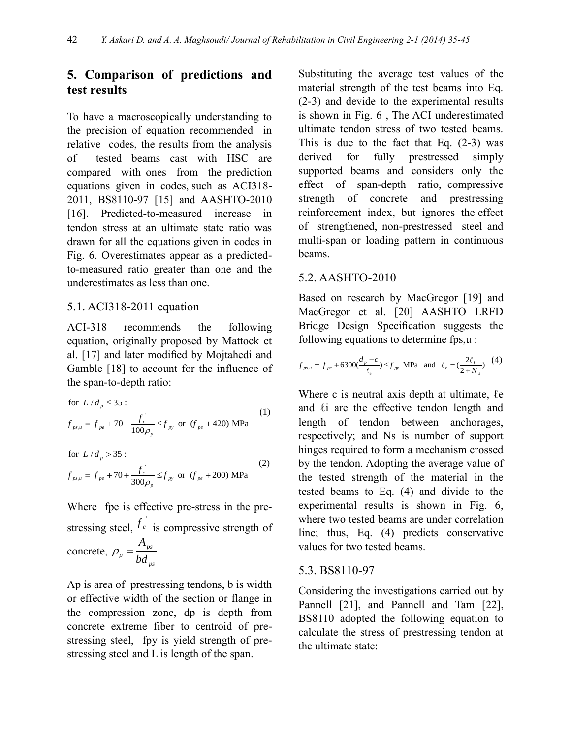## 5. Comparison of predictions and test results

To have a macroscopically understanding to the precision of equation recommended in relative codes, the results from the analysis of tested beams cast with HSC are compared with ones from the prediction equations given in codes, such as ACI318-2011, BS8110-97 [15] and AASHTO-2010 [16]. Predicted-to-measured increase in tendon stress at an ultimate state ratio was drawn for all the equations given in codes in Fig. 6. Overestimates appear as a predicted-to-measured ratio greater than one and the underestimates as less than one.

### 5.1. ACI318-2011 equation

ACI-318 recommends the following equation, originally proposed by Mattock et al. [17] and later modified by Mojtahedi and Gamble [18] to account for the influence of the span-to-depth ratio:

for $L/d_p \leq 35$ :

$$f_{ps,u} = f_{pe} + 70 + \frac{f_c^{'}}{100\rho_p} \leq f_{py} \text{ or } (f_{pe} + 420) \text{ MPa} \tag{1}$$

for $L/d_p > 35$ :

$$f_{ps,u} = f_{pe} + 70 + \frac{f_c^{'}}{300\rho_p} \leq f_{py} \text{ or } (f_{pe} + 200) \text{ MPa} \tag{2}$$

Where fpe is effective pre-stress in the pre-stressing steel, $f_c^{'}$ is compressive strength of concrete, $\rho_p = \frac{A_{ps}}{bd_{ps}}$

Ap is area of prestressing tendons, b is width or effective width of the section or flange in the compression zone, dp is depth from concrete extreme fiber to centroid of pre-stressing steel, fpy is yield strength of pre-stressing steel and L is length of the span.

Substituting the average test values of the material strength of the test beams into Eq. (2-3) and devide to the experimental results is shown in Fig. 6 , The ACI underestimated ultimate tendon stress of two tested beams. This is due to the fact that Eq. (2-3) was derived for fully prestressed simply supported beams and considers only the effect of span-depth ratio, compressive strength of concrete and prestressing reinforcement index, but ignores the effect of strengthened, non-prestressed steel and multi-span or loading pattern in continuous beams.

### 5.2. AASHTO-2010

Based on research by MacGregor [19] and MacGregor et al. [20] AASHTO LRFD Bridge Design Specification suggests the following equations to determine fps,u :

$$f_{ps,u} = f_{pe} + 6300\left(\frac{d_p - c}{\ell_e}\right) \leq f_{py} \text{ MPa} \quad \text{and} \quad \ell_e = \left(\frac{2\ell_i}{2 + N_s}\right) \tag{4}$$

Where c is neutral axis depth at ultimate, ℓe and ℓi are the effective tendon length and length of tendon between anchorages, respectively; and Ns is number of support hinges required to form a mechanism crossed by the tendon. Adopting the average value of the tested strength of the material in the tested beams to Eq. (4) and divide to the experimental results is shown in Fig. 6, where two tested beams are under correlation line; thus, Eq. (4) predicts conservative values for two tested beams.

### 5.3. BS8110-97

Considering the investigations carried out by Pannell [21], and Pannell and Tam [22], BS8110 adopted the following equation to calculate the stress of prestressing tendon at the ultimate state: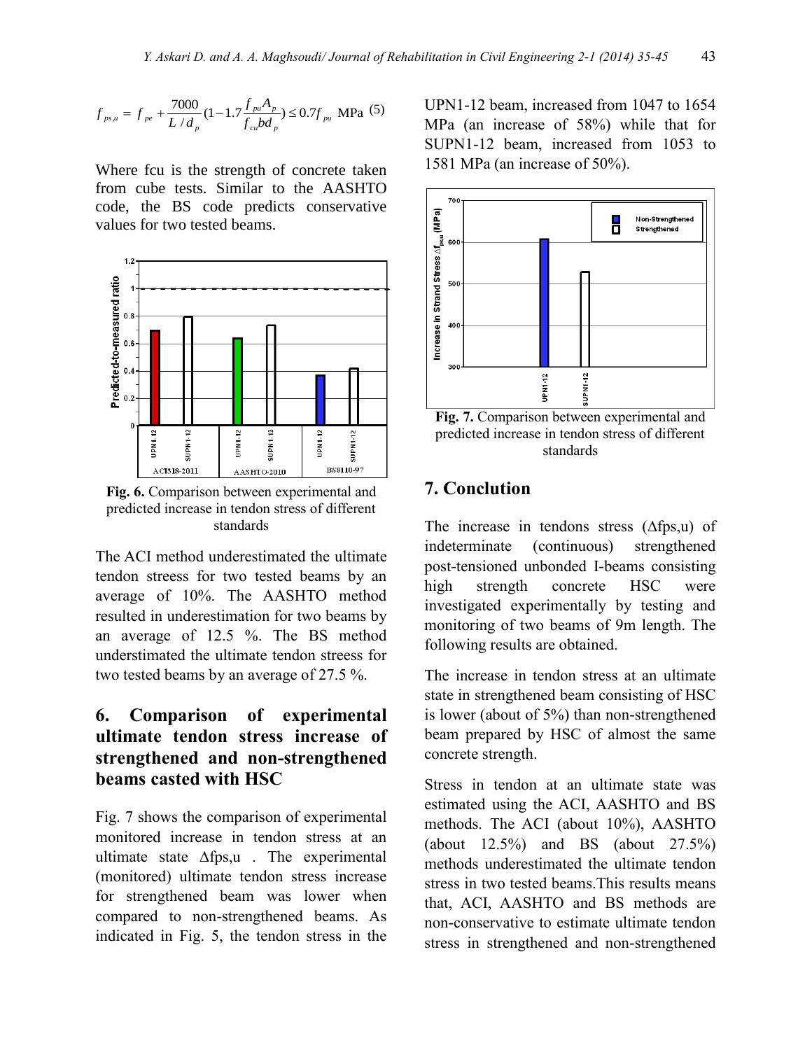$$f_{ps,u} = f_{pe} + \frac{7000}{L/d_p}(1 - 1.7\frac{f_{pu}A_p}{f_{cu}bd_p}) \leq 0.7f_{pu} \text{ MPa} \quad (5)$$

Where fcu is the strength of concrete taken from cube tests. Similar to the AASHTO code, the BS code predicts conservative values for two tested beams.

**Fig. 6.** Comparison between experimental and predicted increase in tendon stress of different standards

The ACI method underestimated the ultimate tendon streess for two tested beams by an average of 10%. The AASHTO method resulted in underestimation for two beams by an average of 12.5 %. The BS method understimated the ultimate tendon streess for two tested beams by an average of 27.5 %.

## 6. Comparison of experimental ultimate tendon stress increase of strengthened and non-strengthened beams casted with HSC

Fig. 7 shows the comparison of experimental monitored increase in tendon stress at an ultimate state Δfps,u . The experimental (monitored) ultimate tendon stress increase for strengthened beam was lower when compared to non-strengthened beams. As indicated in Fig. 5, the tendon stress in the UPN1-12 beam, increased from 1047 to 1654 MPa (an increase of 58%) while that for SUPN1-12 beam, increased from 1053 to 1581 MPa (an increase of 50%).

**Fig. 7.** Comparison between experimental and predicted increase in tendon stress of different standards

## 7. Conclution

The increase in tendons stress (Δfps,u) of indeterminate (continuous) strengthened post-tensioned unbonded I-beams consisting high strength concrete HSC were investigated experimentally by testing and monitoring of two beams of 9m length. The following results are obtained.

The increase in tendon stress at an ultimate state in strengthened beam consisting of HSC is lower (about of 5%) than non-strengthened beam prepared by HSC of almost the same concrete strength.

Stress in tendon at an ultimate state was estimated using the ACI, AASHTO and BS methods. The ACI (about 10%), AASHTO (about 12.5%) and BS (about 27.5%) methods underestimated the ultimate tendon stress in two tested beams.This results means that, ACI, AASHTO and BS methods are non-conservative to estimate ultimate tendon stress in strengthened and non-strengthened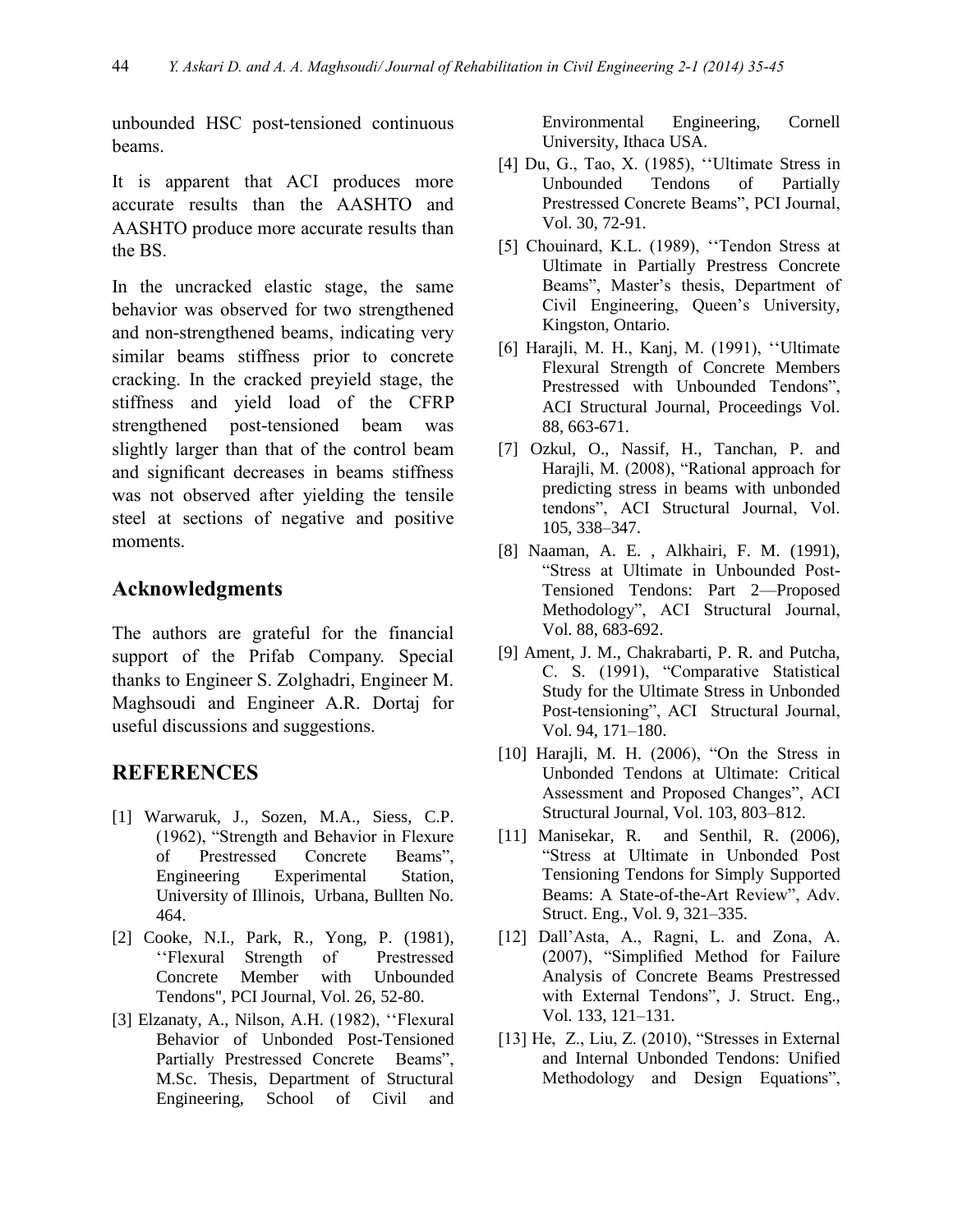unbounded HSC post-tensioned continuous beams.

It is apparent that ACI produces more accurate results than the AASHTO and AASHTO produce more accurate results than the BS.

In the uncracked elastic stage, the same behavior was observed for two strengthened and non-strengthened beams, indicating very similar beams stiffness prior to concrete cracking. In the cracked preyield stage, the stiffness and yield load of the CFRP strengthened post-tensioned beam was slightly larger than that of the control beam and significant decreases in beams stiffness was not observed after yielding the tensile steel at sections of negative and positive moments.

## Acknowledgments

The authors are grateful for the financial support of the Prifab Company. Special thanks to Engineer S. Zolghadri, Engineer M. Maghsoudi and Engineer A.R. Dortaj for useful discussions and suggestions.

## REFERENCES

[1] Warwaruk, J., Sozen, M.A., Siess, C.P. (1962), "Strength and Behavior in Flexure of Prestressed Concrete Beams", Engineering Experimental Station, University of Illinois, Urbana, Bullten No. 464.

[2] Cooke, N.I., Park, R., Yong, P. (1981), ''Flexural Strength of Prestressed Concrete Member with Unbounded Tendons", PCI Journal, Vol. 26, 52-80.

[3] Elzanaty, A., Nilson, A.H. (1982), ''Flexural Behavior of Unbonded Post-Tensioned Partially Prestressed Concrete Beams", M.Sc. Thesis, Department of Structural Engineering, School of Civil and Environmental Engineering, Cornell University, Ithaca USA.

[4] Du, G., Tao, X. (1985), ''Ultimate Stress in Unbounded Tendons of Partially Prestressed Concrete Beams", PCI Journal, Vol. 30, 72-91.

[5] Chouinard, K.L. (1989), ''Tendon Stress at Ultimate in Partially Prestress Concrete Beams", Master's thesis, Department of Civil Engineering, Queen's University, Kingston, Ontario.

[6] Harajli, M. H., Kanj, M. (1991), ''Ultimate Flexural Strength of Concrete Members Prestressed with Unbounded Tendons", ACI Structural Journal, Proceedings Vol. 88, 663-671.

[7] Ozkul, O., Nassif, H., Tanchan, P. and Harajli, M. (2008), "Rational approach for predicting stress in beams with unbonded tendons", ACI Structural Journal, Vol. 105, 338–347.

[8] Naaman, A. E. , Alkhairi, F. M. (1991), "Stress at Ultimate in Unbounded Post-Tensioned Tendons: Part 2—Proposed Methodology", ACI Structural Journal, Vol. 88, 683-692.

[9] Ament, J. M., Chakrabarti, P. R. and Putcha, C. S. (1991), "Comparative Statistical Study for the Ultimate Stress in Unbonded Post-tensioning", ACI Structural Journal, Vol. 94, 171–180.

[10] Harajli, M. H. (2006), "On the Stress in Unbonded Tendons at Ultimate: Critical Assessment and Proposed Changes", ACI Structural Journal, Vol. 103, 803–812.

[11] Manisekar, R. and Senthil, R. (2006), "Stress at Ultimate in Unbonded Post Tensioning Tendons for Simply Supported Beams: A State-of-the-Art Review", Adv. Struct. Eng., Vol. 9, 321–335.

[12] Dall'Asta, A., Ragni, L. and Zona, A. (2007), "Simplified Method for Failure Analysis of Concrete Beams Prestressed with External Tendons", J. Struct. Eng., Vol. 133, 121–131.

[13] He, Z., Liu, Z. (2010), "Stresses in External and Internal Unbonded Tendons: Unified Methodology and Design Equations",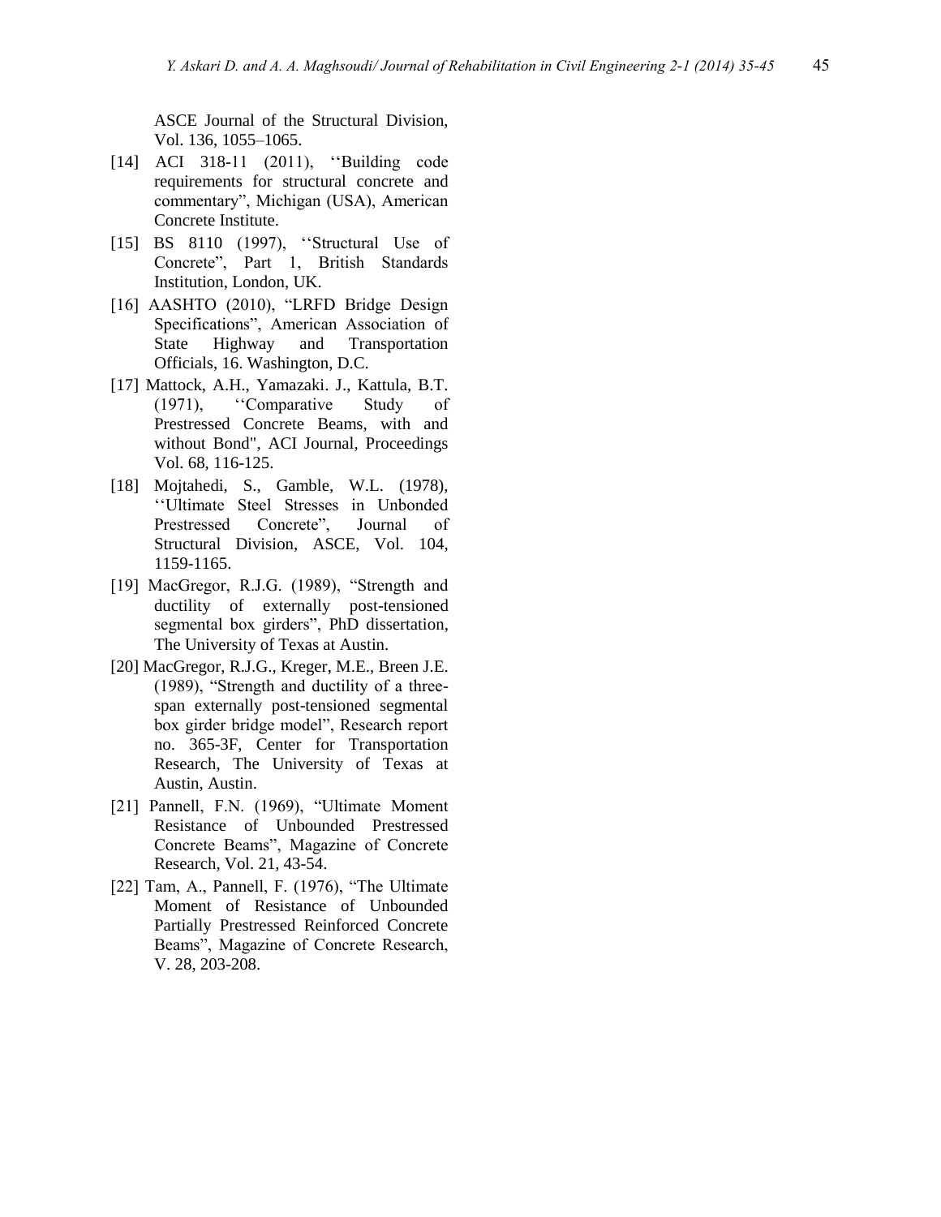ASCE Journal of the Structural Division, Vol. 136, 1055–1065.

[14] ACI 318-11 (2011), ‘‘Building code requirements for structural concrete and commentary”, Michigan (USA), American Concrete Institute.

[15] BS 8110 (1997), ‘‘Structural Use of Concrete”, Part 1, British Standards Institution, London, UK.

[16] AASHTO (2010), “LRFD Bridge Design Specifications”, American Association of State Highway and Transportation Officials, 16. Washington, D.C.

[17] Mattock, A.H., Yamazaki. J., Kattula, B.T. (1971), ‘‘Comparative Study of Prestressed Concrete Beams, with and without Bond", ACI Journal, Proceedings Vol. 68, 116-125.

[18] Mojtahedi, S., Gamble, W.L. (1978), ‘‘Ultimate Steel Stresses in Unbonded Prestressed Concrete”, Journal of Structural Division, ASCE, Vol. 104, 1159-1165.

[19] MacGregor, R.J.G. (1989), “Strength and ductility of externally post-tensioned segmental box girders”, PhD dissertation, The University of Texas at Austin.

[20] MacGregor, R.J.G., Kreger, M.E., Breen J.E. (1989), “Strength and ductility of a three-span externally post-tensioned segmental box girder bridge model”, Research report no. 365-3F, Center for Transportation Research, The University of Texas at Austin, Austin.

[21] Pannell, F.N. (1969), “Ultimate Moment Resistance of Unbounded Prestressed Concrete Beams”, Magazine of Concrete Research, Vol. 21, 43-54.

[22] Tam, A., Pannell, F. (1976), “The Ultimate Moment of Resistance of Unbounded Partially Prestressed Reinforced Concrete Beams”, Magazine of Concrete Research, V. 28, 203-208.